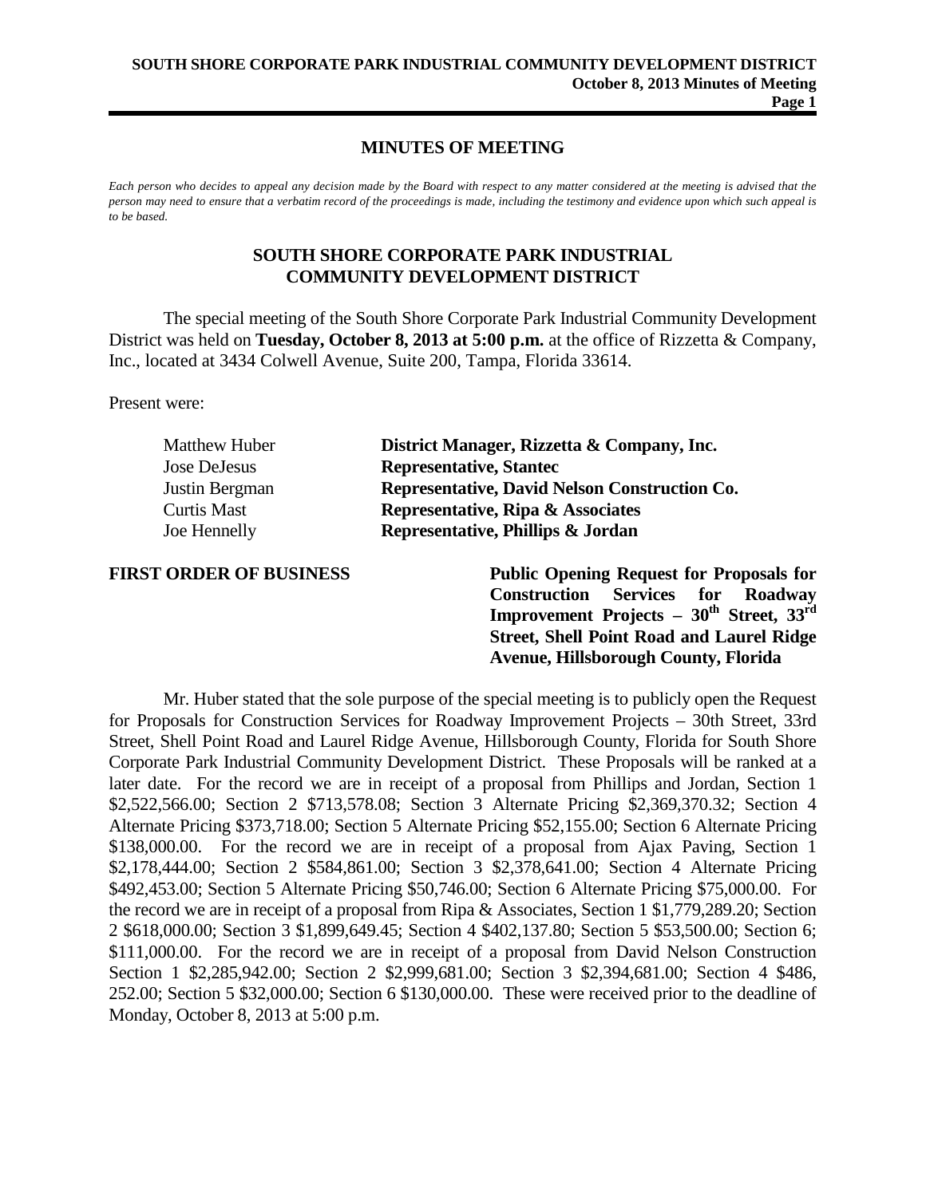# MINUTES OF MEETING

*Each person who decides to appeal any decision made by the Board with respect to any matter considered at the meeting is advised that the person may need to ensure that a verbatim record of the proceedings is made, including the testimony and evidence upon which such appeal is to be based.*

## SOUTH SHORE CORPORATE PARK INDUSTRIAL COMMUNITY DEVELOPMENT DISTRICT

The special meeting of the South Shore Corporate Park Industrial Community Development District was held on **Tuesday, October 8, 2013 at 5:00 p.m.** at the office of Rizzetta & Company, Inc., located at 3434 Colwell Avenue, Suite 200, Tampa, Florida 33614.

Present were:

| | |
|---|---|
| Matthew Huber | **District Manager, Rizzetta & Company, Inc.** |
| Jose DeJesus | **Representative, Stantec** |
| Justin Bergman | **Representative, David Nelson Construction Co.** |
| Curtis Mast | **Representative, Ripa & Associates** |
| Joe Hennelly | **Representative, Phillips & Jordan** |

**FIRST ORDER OF BUSINESS** **Public Opening Request for Proposals for Construction Services for Roadway Improvement Projects – 30th Street, 33rd Street, Shell Point Road and Laurel Ridge Avenue, Hillsborough County, Florida**

Mr. Huber stated that the sole purpose of the special meeting is to publicly open the Request for Proposals for Construction Services for Roadway Improvement Projects – 30th Street, 33rd Street, Shell Point Road and Laurel Ridge Avenue, Hillsborough County, Florida for South Shore Corporate Park Industrial Community Development District. These Proposals will be ranked at a later date. For the record we are in receipt of a proposal from Phillips and Jordan, Section 1 $2,522,566.00; Section 2 $713,578.08; Section 3 Alternate Pricing $2,369,370.32; Section 4 Alternate Pricing $373,718.00; Section 5 Alternate Pricing $52,155.00; Section 6 Alternate Pricing $138,000.00. For the record we are in receipt of a proposal from Ajax Paving, Section 1 $2,178,444.00; Section 2 $584,861.00; Section 3 $2,378,641.00; Section 4 Alternate Pricing $492,453.00; Section 5 Alternate Pricing $50,746.00; Section 6 Alternate Pricing $75,000.00. For the record we are in receipt of a proposal from Ripa & Associates, Section 1 $1,779,289.20; Section 2 $618,000.00; Section 3 $1,899,649.45; Section 4 $402,137.80; Section 5 $53,500.00; Section 6; $111,000.00. For the record we are in receipt of a proposal from David Nelson Construction Section 1 $2,285,942.00; Section 2 $2,999,681.00; Section 3 $2,394,681.00; Section 4 $486, 252.00; Section 5 $32,000.00; Section 6 $130,000.00. These were received prior to the deadline of Monday, October 8, 2013 at 5:00 p.m.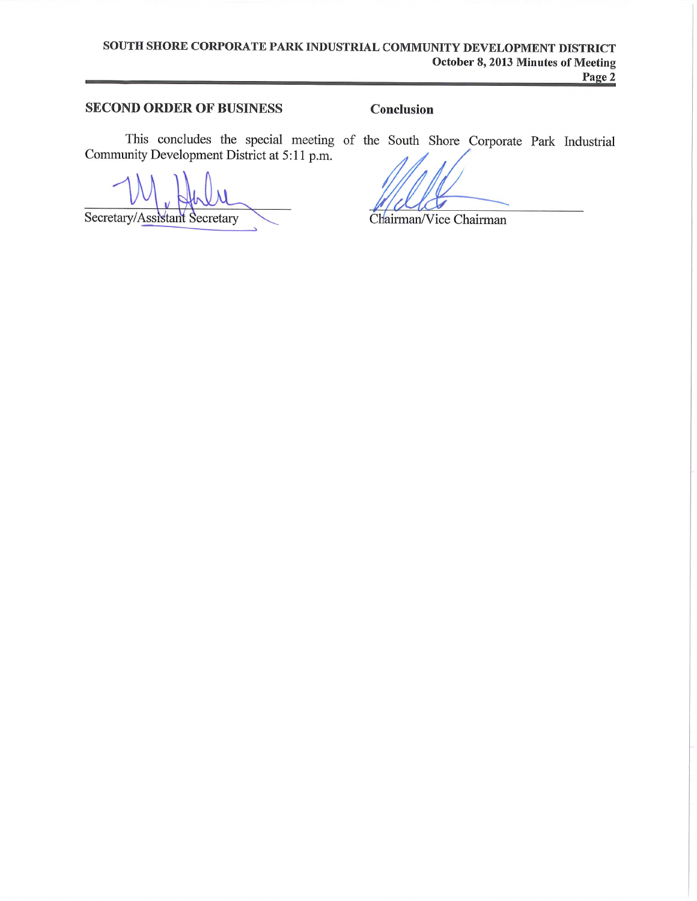**SECOND ORDER OF BUSINESS** **Conclusion**

This concludes the special meeting of the South Shore Corporate Park Industrial Community Development District at 5:11 p.m.

Secretary/Assistant Secretary

Chairman/Vice Chairman